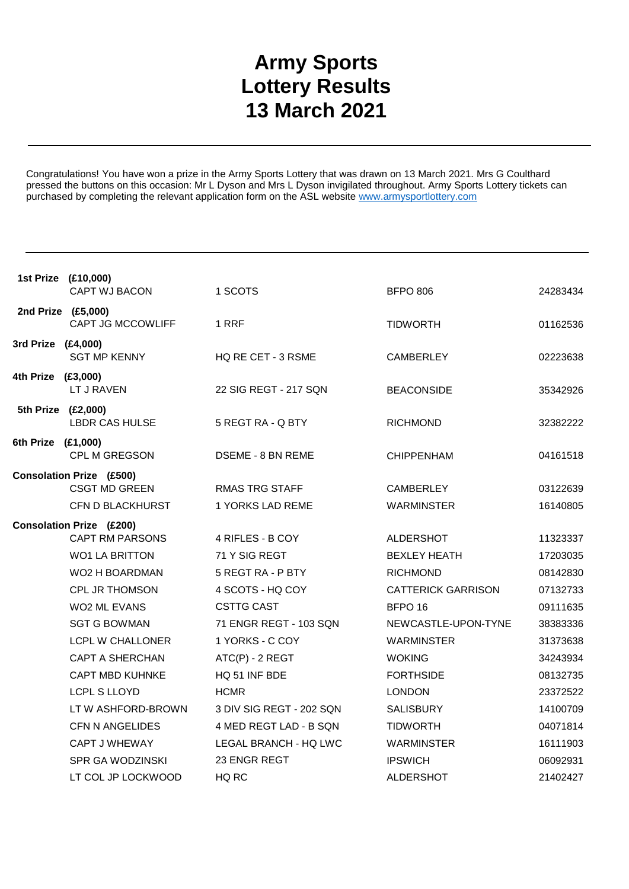# Army Sports Lottery Results 13 March 2021

Congratulations! You have won a prize in the Army Sports Lottery that was drawn on 13 March 2021. Mrs G Coulthard pressed the buttons on this occasion: Mr L Dyson and Mrs L Dyson invigilated throughout. Army Sports Lottery tickets can purchased by completing the relevant application form on the ASL website [www.armysportlottery.com](http://www.armysportlottery.com)

| Prize | Name | Unit | Location | Number |
|---|---|---|---|---|
| **1st Prize (£10,000)** | | | | |
| | CAPT WJ BACON | 1 SCOTS | BFPO 806 | 24283434 |
| **2nd Prize (£5,000)** | | | | |
| | CAPT JG MCCOWLIFF | 1 RRF | TIDWORTH | 01162536 |
| **3rd Prize (£4,000)** | | | | |
| | SGT MP KENNY | HQ RE CET - 3 RSME | CAMBERLEY | 02223638 |
| **4th Prize (£3,000)** | | | | |
| | LT J RAVEN | 22 SIG REGT - 217 SQN | BEACONSIDE | 35342926 |
| **5th Prize (£2,000)** | | | | |
| | LBDR CAS HULSE | 5 REGT RA - Q BTY | RICHMOND | 32382222 |
| **6th Prize (£1,000)** | | | | |
| | CPL M GREGSON | DSEME - 8 BN REME | CHIPPENHAM | 04161518 |
| **Consolation Prize (£500)** | | | | |
| | CSGT MD GREEN | RMAS TRG STAFF | CAMBERLEY | 03122639 |
| | CFN D BLACKHURST | 1 YORKS LAD REME | WARMINSTER | 16140805 |
| **Consolation Prize (£200)** | | | | |
| | CAPT RM PARSONS | 4 RIFLES - B COY | ALDERSHOT | 11323337 |
| | WO1 LA BRITTON | 71 Y SIG REGT | BEXLEY HEATH | 17203035 |
| | WO2 H BOARDMAN | 5 REGT RA - P BTY | RICHMOND | 08142830 |
| | CPL JR THOMSON | 4 SCOTS - HQ COY | CATTERICK GARRISON | 07132733 |
| | WO2 ML EVANS | CSTTG CAST | BFPO 16 | 09111635 |
| | SGT G BOWMAN | 71 ENGR REGT - 103 SQN | NEWCASTLE-UPON-TYNE | 38383336 |
| | LCPL W CHALLONER | 1 YORKS - C COY | WARMINSTER | 31373638 |
| | CAPT A SHERCHAN | ATC(P) - 2 REGT | WOKING | 34243934 |
| | CAPT MBD KUHNKE | HQ 51 INF BDE | FORTHSIDE | 08132735 |
| | LCPL S LLOYD | HCMR | LONDON | 23372522 |
| | LT W ASHFORD-BROWN | 3 DIV SIG REGT - 202 SQN | SALISBURY | 14100709 |
| | CFN N ANGELIDES | 4 MED REGT LAD - B SQN | TIDWORTH | 04071814 |
| | CAPT J WHEWAY | LEGAL BRANCH - HQ LWC | WARMINSTER | 16111903 |
| | SPR GA WODZINSKI | 23 ENGR REGT | IPSWICH | 06092931 |
| | LT COL JP LOCKWOOD | HQ RC | ALDERSHOT | 21402427 |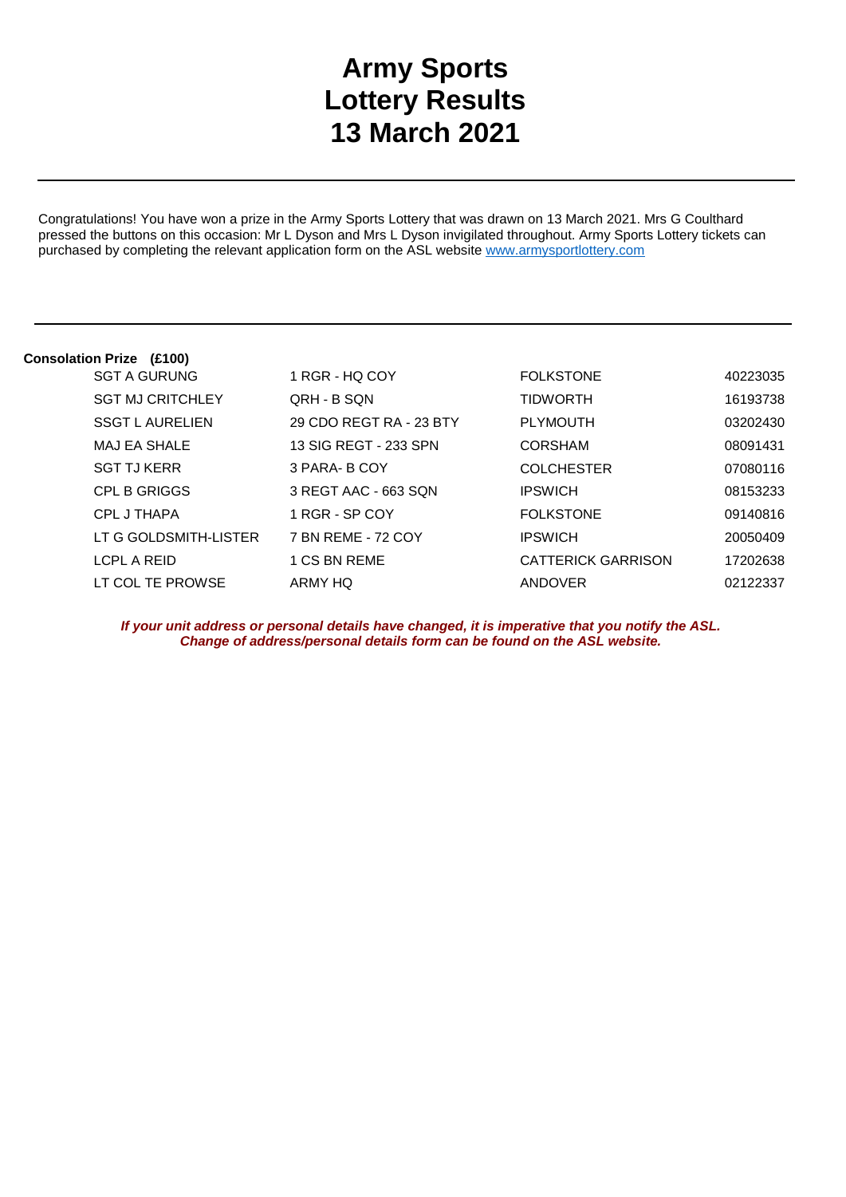# Army Sports Lottery Results 13 March 2021

Congratulations! You have won a prize in the Army Sports Lottery that was drawn on 13 March 2021. Mrs G Coulthard pressed the buttons on this occasion: Mr L Dyson and Mrs L Dyson invigilated throughout. Army Sports Lottery tickets can purchased by completing the relevant application form on the ASL website www.armysportlottery.com

**Consolation Prize (£100)**

| | | | |
|---|---|---|---|
| SGT A GURUNG | 1 RGR - HQ COY | FOLKSTONE | 40223035 |
| SGT MJ CRITCHLEY | QRH - B SQN | TIDWORTH | 16193738 |
| SSGT L AURELIEN | 29 CDO REGT RA - 23 BTY | PLYMOUTH | 03202430 |
| MAJ EA SHALE | 13 SIG REGT - 233 SPN | CORSHAM | 08091431 |
| SGT TJ KERR | 3 PARA- B COY | COLCHESTER | 07080116 |
| CPL B GRIGGS | 3 REGT AAC - 663 SQN | IPSWICH | 08153233 |
| CPL J THAPA | 1 RGR - SP COY | FOLKSTONE | 09140816 |
| LT G GOLDSMITH-LISTER | 7 BN REME - 72 COY | IPSWICH | 20050409 |
| LCPL A REID | 1 CS BN REME | CATTERICK GARRISON | 17202638 |
| LT COL TE PROWSE | ARMY HQ | ANDOVER | 02122337 |

***If your unit address or personal details have changed, it is imperative that you notify the ASL. Change of address/personal details form can be found on the ASL website.***